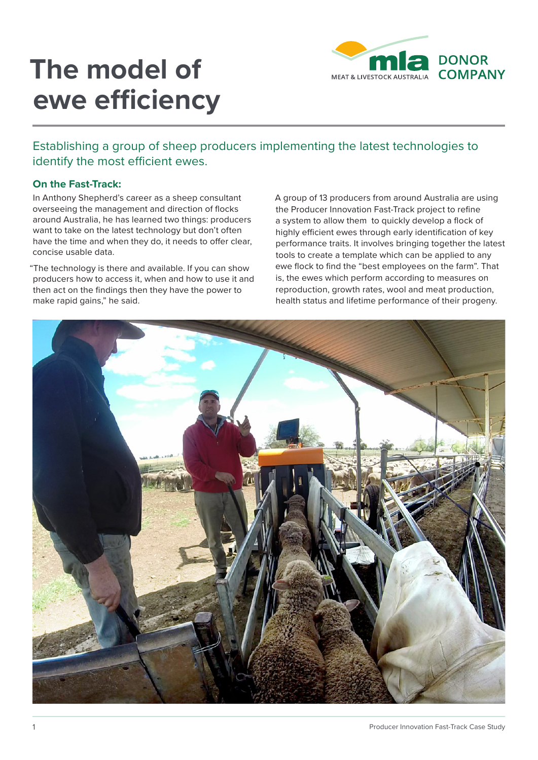# The model of ewe efficiency

MLA DONOR COMPANY

Establishing a group of sheep producers implementing the latest technologies to identify the most efficient ewes.

### On the Fast-Track:

In Anthony Shepherd's career as a sheep consultant overseeing the management and direction of flocks around Australia, he has learned two things: producers want to take on the latest technology but don't often have the time and when they do, it needs to offer clear, concise usable data.

"The technology is there and available. If you can show producers how to access it, when and how to use it and then act on the findings then they have the power to make rapid gains," he said.

A group of 13 producers from around Australia are using the Producer Innovation Fast-Track project to refine a system to allow them to quickly develop a flock of highly efficient ewes through early identification of key performance traits. It involves bringing together the latest tools to create a template which can be applied to any ewe flock to find the "best employees on the farm". That is, the ewes which perform according to measures on reproduction, growth rates, wool and meat production, health status and lifetime performance of their progeny.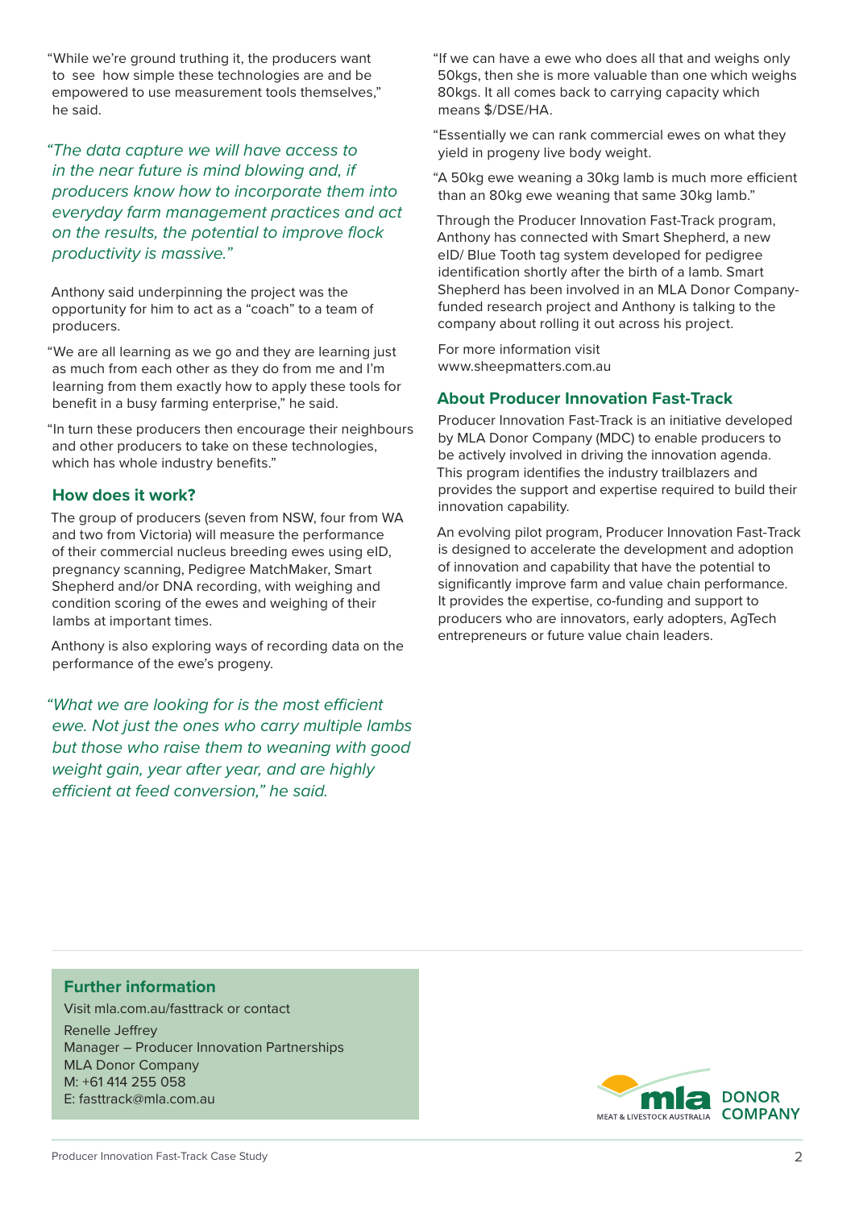"While we're ground truthing it, the producers want to see how simple these technologies are and be empowered to use measurement tools themselves," he said.

*"The data capture we will have access to in the near future is mind blowing and, if producers know how to incorporate them into everyday farm management practices and act on the results, the potential to improve flock productivity is massive."*

Anthony said underpinning the project was the opportunity for him to act as a "coach" to a team of producers.

"We are all learning as we go and they are learning just as much from each other as they do from me and I'm learning from them exactly how to apply these tools for benefit in a busy farming enterprise," he said.

"In turn these producers then encourage their neighbours and other producers to take on these technologies, which has whole industry benefits."

### How does it work?

The group of producers (seven from NSW, four from WA and two from Victoria) will measure the performance of their commercial nucleus breeding ewes using eID, pregnancy scanning, Pedigree MatchMaker, Smart Shepherd and/or DNA recording, with weighing and condition scoring of the ewes and weighing of their lambs at important times.

Anthony is also exploring ways of recording data on the performance of the ewe's progeny.

*"What we are looking for is the most efficient ewe. Not just the ones who carry multiple lambs but those who raise them to weaning with good weight gain, year after year, and are highly efficient at feed conversion," he said.*

"If we can have a ewe who does all that and weighs only 50kgs, then she is more valuable than one which weighs 80kgs. It all comes back to carrying capacity which means $/DSE/HA.

"Essentially we can rank commercial ewes on what they yield in progeny live body weight.

"A 50kg ewe weaning a 30kg lamb is much more efficient than an 80kg ewe weaning that same 30kg lamb."

Through the Producer Innovation Fast-Track program, Anthony has connected with Smart Shepherd, a new eID/ Blue Tooth tag system developed for pedigree identification shortly after the birth of a lamb. Smart Shepherd has been involved in an MLA Donor Company-funded research project and Anthony is talking to the company about rolling it out across his project.

For more information visit www.sheepmatters.com.au

### About Producer Innovation Fast-Track

Producer Innovation Fast-Track is an initiative developed by MLA Donor Company (MDC) to enable producers to be actively involved in driving the innovation agenda. This program identifies the industry trailblazers and provides the support and expertise required to build their innovation capability.

An evolving pilot program, Producer Innovation Fast-Track is designed to accelerate the development and adoption of innovation and capability that have the potential to significantly improve farm and value chain performance. It provides the expertise, co-funding and support to producers who are innovators, early adopters, AgTech entrepreneurs or future value chain leaders.

### Further information

Visit mla.com.au/fasttrack or contact

Renelle Jeffrey
Manager – Producer Innovation Partnerships
MLA Donor Company
M: +61 414 255 058
E: fasttrack@mla.com.au

mla MEAT & LIVESTOCK AUSTRALIA DONOR COMPANY